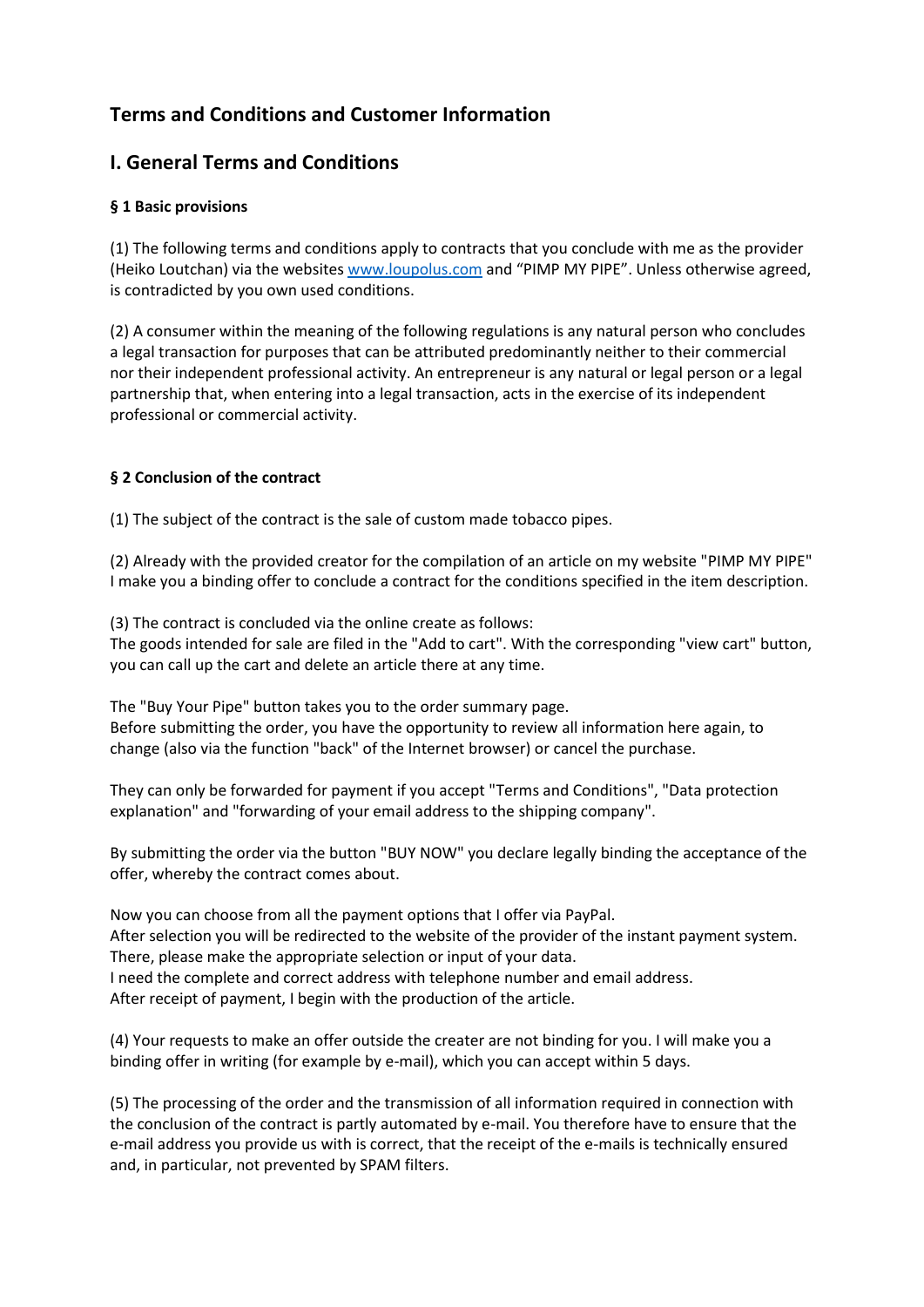# Terms and Conditions and Customer Information

## I. General Terms and Conditions

### § 1 Basic provisions

(1) The following terms and conditions apply to contracts that you conclude with me as the provider (Heiko Loutchan) via the websites www.loupolus.com and “PIMP MY PIPE”. Unless otherwise agreed, is contradicted by you own used conditions.

(2) A consumer within the meaning of the following regulations is any natural person who concludes a legal transaction for purposes that can be attributed predominantly neither to their commercial nor their independent professional activity. An entrepreneur is any natural or legal person or a legal partnership that, when entering into a legal transaction, acts in the exercise of its independent professional or commercial activity.

### § 2 Conclusion of the contract

(1) The subject of the contract is the sale of custom made tobacco pipes.

(2) Already with the provided creator for the compilation of an article on my website "PIMP MY PIPE" I make you a binding offer to conclude a contract for the conditions specified in the item description.

(3) The contract is concluded via the online create as follows:
The goods intended for sale are filed in the "Add to cart". With the corresponding "view cart" button, you can call up the cart and delete an article there at any time.

The "Buy Your Pipe" button takes you to the order summary page.
Before submitting the order, you have the opportunity to review all information here again, to change (also via the function "back" of the Internet browser) or cancel the purchase.

They can only be forwarded for payment if you accept "Terms and Conditions", "Data protection explanation" and "forwarding of your email address to the shipping company".

By submitting the order via the button "BUY NOW" you declare legally binding the acceptance of the offer, whereby the contract comes about.

Now you can choose from all the payment options that I offer via PayPal.
After selection you will be redirected to the website of the provider of the instant payment system.
There, please make the appropriate selection or input of your data.
I need the complete and correct address with telephone number and email address.
After receipt of payment, I begin with the production of the article.

(4) Your requests to make an offer outside the creater are not binding for you. I will make you a binding offer in writing (for example by e-mail), which you can accept within 5 days.

(5) The processing of the order and the transmission of all information required in connection with the conclusion of the contract is partly automated by e-mail. You therefore have to ensure that the e-mail address you provide us with is correct, that the receipt of the e-mails is technically ensured and, in particular, not prevented by SPAM filters.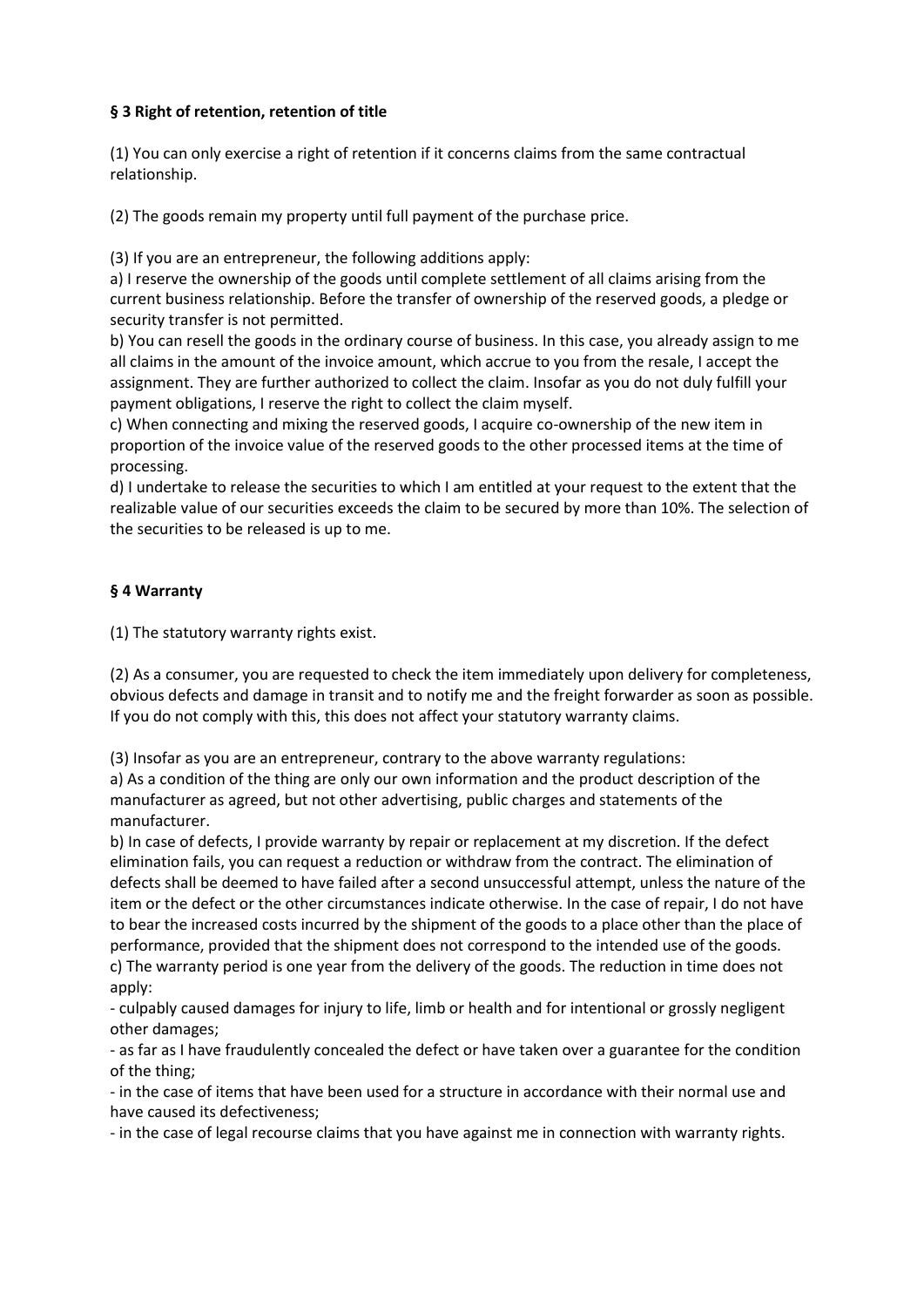**§ 3 Right of retention, retention of title**

(1) You can only exercise a right of retention if it concerns claims from the same contractual relationship.

(2) The goods remain my property until full payment of the purchase price.

(3) If you are an entrepreneur, the following additions apply:
a) I reserve the ownership of the goods until complete settlement of all claims arising from the current business relationship. Before the transfer of ownership of the reserved goods, a pledge or security transfer is not permitted.
b) You can resell the goods in the ordinary course of business. In this case, you already assign to me all claims in the amount of the invoice amount, which accrue to you from the resale, I accept the assignment. They are further authorized to collect the claim. Insofar as you do not duly fulfill your payment obligations, I reserve the right to collect the claim myself.
c) When connecting and mixing the reserved goods, I acquire co-ownership of the new item in proportion of the invoice value of the reserved goods to the other processed items at the time of processing.
d) I undertake to release the securities to which I am entitled at your request to the extent that the realizable value of our securities exceeds the claim to be secured by more than 10%. The selection of the securities to be released is up to me.

**§ 4 Warranty**

(1) The statutory warranty rights exist.

(2) As a consumer, you are requested to check the item immediately upon delivery for completeness, obvious defects and damage in transit and to notify me and the freight forwarder as soon as possible. If you do not comply with this, this does not affect your statutory warranty claims.

(3) Insofar as you are an entrepreneur, contrary to the above warranty regulations:
a) As a condition of the thing are only our own information and the product description of the manufacturer as agreed, but not other advertising, public charges and statements of the manufacturer.
b) In case of defects, I provide warranty by repair or replacement at my discretion. If the defect elimination fails, you can request a reduction or withdraw from the contract. The elimination of defects shall be deemed to have failed after a second unsuccessful attempt, unless the nature of the item or the defect or the other circumstances indicate otherwise. In the case of repair, I do not have to bear the increased costs incurred by the shipment of the goods to a place other than the place of performance, provided that the shipment does not correspond to the intended use of the goods.
c) The warranty period is one year from the delivery of the goods. The reduction in time does not apply:
- culpably caused damages for injury to life, limb or health and for intentional or grossly negligent other damages;
- as far as I have fraudulently concealed the defect or have taken over a guarantee for the condition of the thing;
- in the case of items that have been used for a structure in accordance with their normal use and have caused its defectiveness;
- in the case of legal recourse claims that you have against me in connection with warranty rights.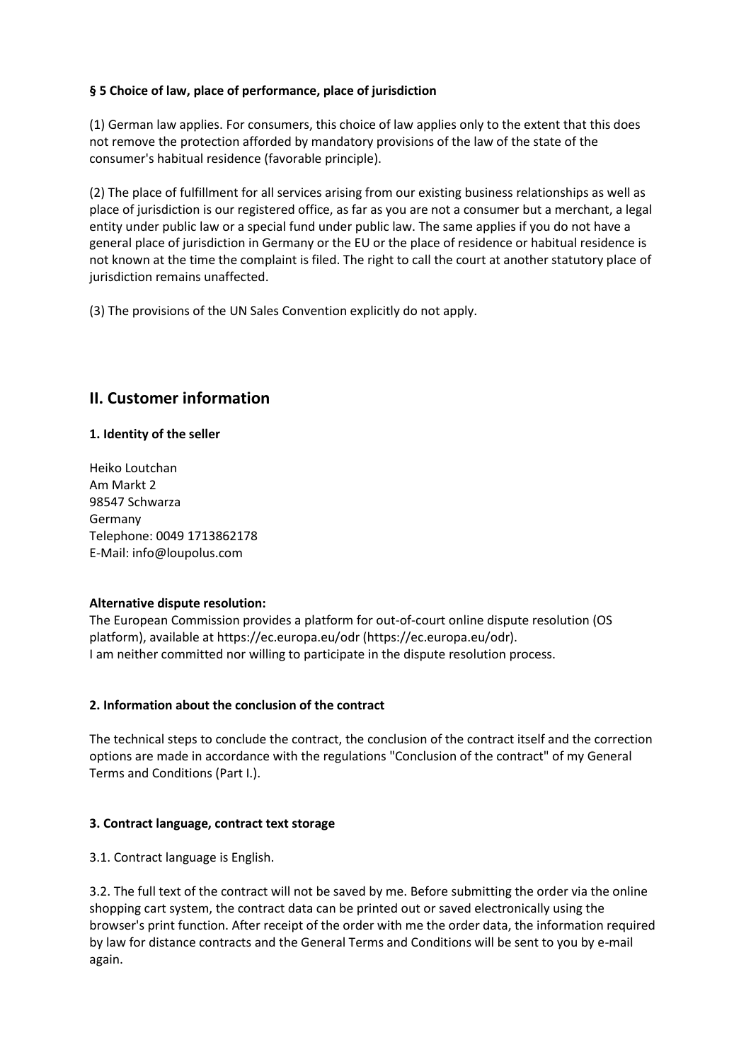**§ 5 Choice of law, place of performance, place of jurisdiction**

(1) German law applies. For consumers, this choice of law applies only to the extent that this does not remove the protection afforded by mandatory provisions of the law of the state of the consumer's habitual residence (favorable principle).

(2) The place of fulfillment for all services arising from our existing business relationships as well as place of jurisdiction is our registered office, as far as you are not a consumer but a merchant, a legal entity under public law or a special fund under public law. The same applies if you do not have a general place of jurisdiction in Germany or the EU or the place of residence or habitual residence is not known at the time the complaint is filed. The right to call the court at another statutory place of jurisdiction remains unaffected.

(3) The provisions of the UN Sales Convention explicitly do not apply.

## II. Customer information

**1. Identity of the seller**

Heiko Loutchan
Am Markt 2
98547 Schwarza
Germany
Telephone: 0049 1713862178
E-Mail: info@loupolus.com

**Alternative dispute resolution:**
The European Commission provides a platform for out-of-court online dispute resolution (OS platform), available at https://ec.europa.eu/odr (https://ec.europa.eu/odr).
I am neither committed nor willing to participate in the dispute resolution process.

**2. Information about the conclusion of the contract**

The technical steps to conclude the contract, the conclusion of the contract itself and the correction options are made in accordance with the regulations "Conclusion of the contract" of my General Terms and Conditions (Part I.).

**3. Contract language, contract text storage**

3.1. Contract language is English.

3.2. The full text of the contract will not be saved by me. Before submitting the order via the online shopping cart system, the contract data can be printed out or saved electronically using the browser's print function. After receipt of the order with me the order data, the information required by law for distance contracts and the General Terms and Conditions will be sent to you by e-mail again.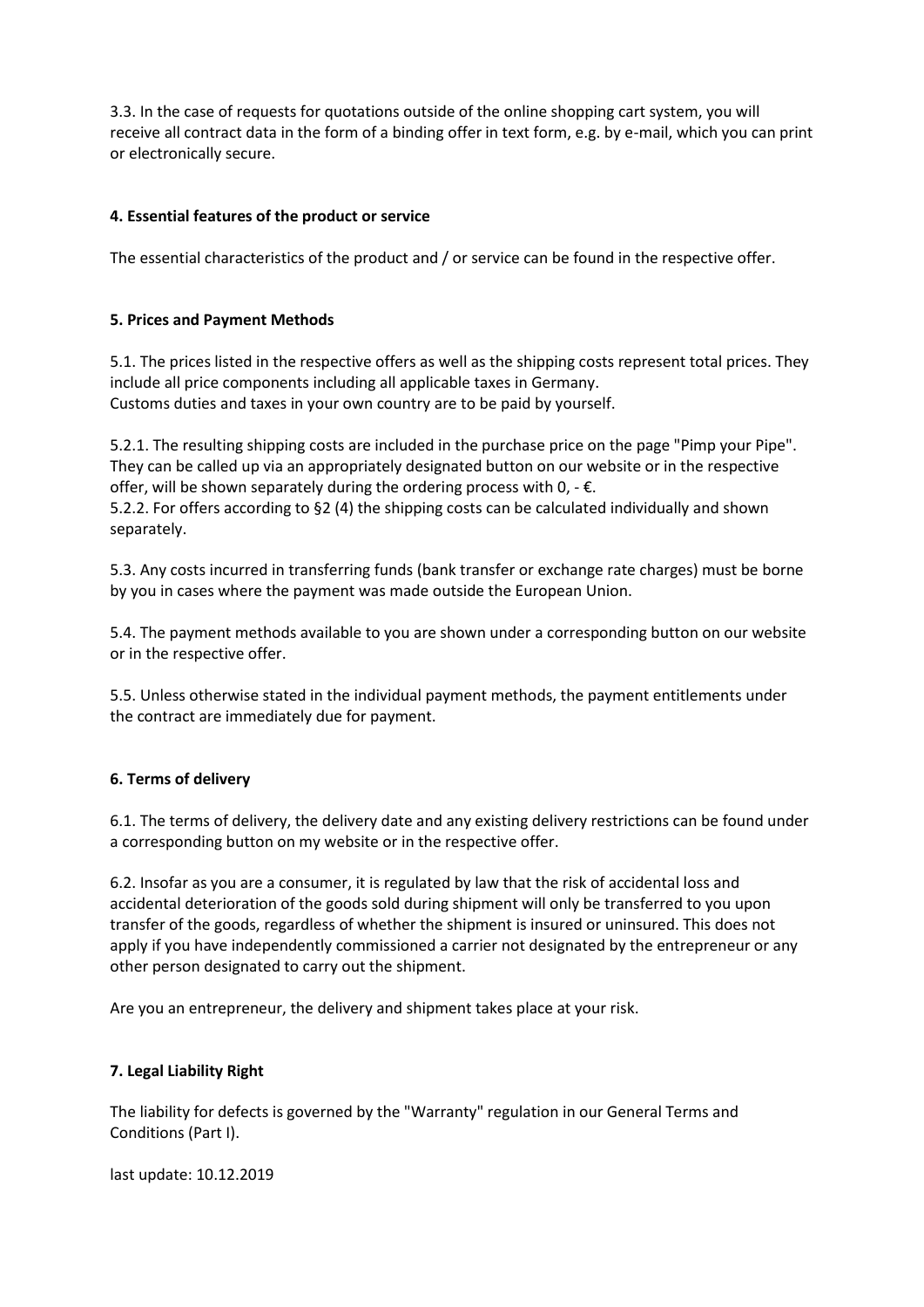3.3. In the case of requests for quotations outside of the online shopping cart system, you will receive all contract data in the form of a binding offer in text form, e.g. by e-mail, which you can print or electronically secure.

**4. Essential features of the product or service**

The essential characteristics of the product and / or service can be found in the respective offer.

**5. Prices and Payment Methods**

5.1. The prices listed in the respective offers as well as the shipping costs represent total prices. They include all price components including all applicable taxes in Germany.
Customs duties and taxes in your own country are to be paid by yourself.

5.2.1. The resulting shipping costs are included in the purchase price on the page "Pimp your Pipe". They can be called up via an appropriately designated button on our website or in the respective offer, will be shown separately during the ordering process with 0, - €.
5.2.2. For offers according to §2 (4) the shipping costs can be calculated individually and shown separately.

5.3. Any costs incurred in transferring funds (bank transfer or exchange rate charges) must be borne by you in cases where the payment was made outside the European Union.

5.4. The payment methods available to you are shown under a corresponding button on our website or in the respective offer.

5.5. Unless otherwise stated in the individual payment methods, the payment entitlements under the contract are immediately due for payment.

**6. Terms of delivery**

6.1. The terms of delivery, the delivery date and any existing delivery restrictions can be found under a corresponding button on my website or in the respective offer.

6.2. Insofar as you are a consumer, it is regulated by law that the risk of accidental loss and accidental deterioration of the goods sold during shipment will only be transferred to you upon transfer of the goods, regardless of whether the shipment is insured or uninsured. This does not apply if you have independently commissioned a carrier not designated by the entrepreneur or any other person designated to carry out the shipment.

Are you an entrepreneur, the delivery and shipment takes place at your risk.

**7. Legal Liability Right**

The liability for defects is governed by the "Warranty" regulation in our General Terms and Conditions (Part I).

last update: 10.12.2019